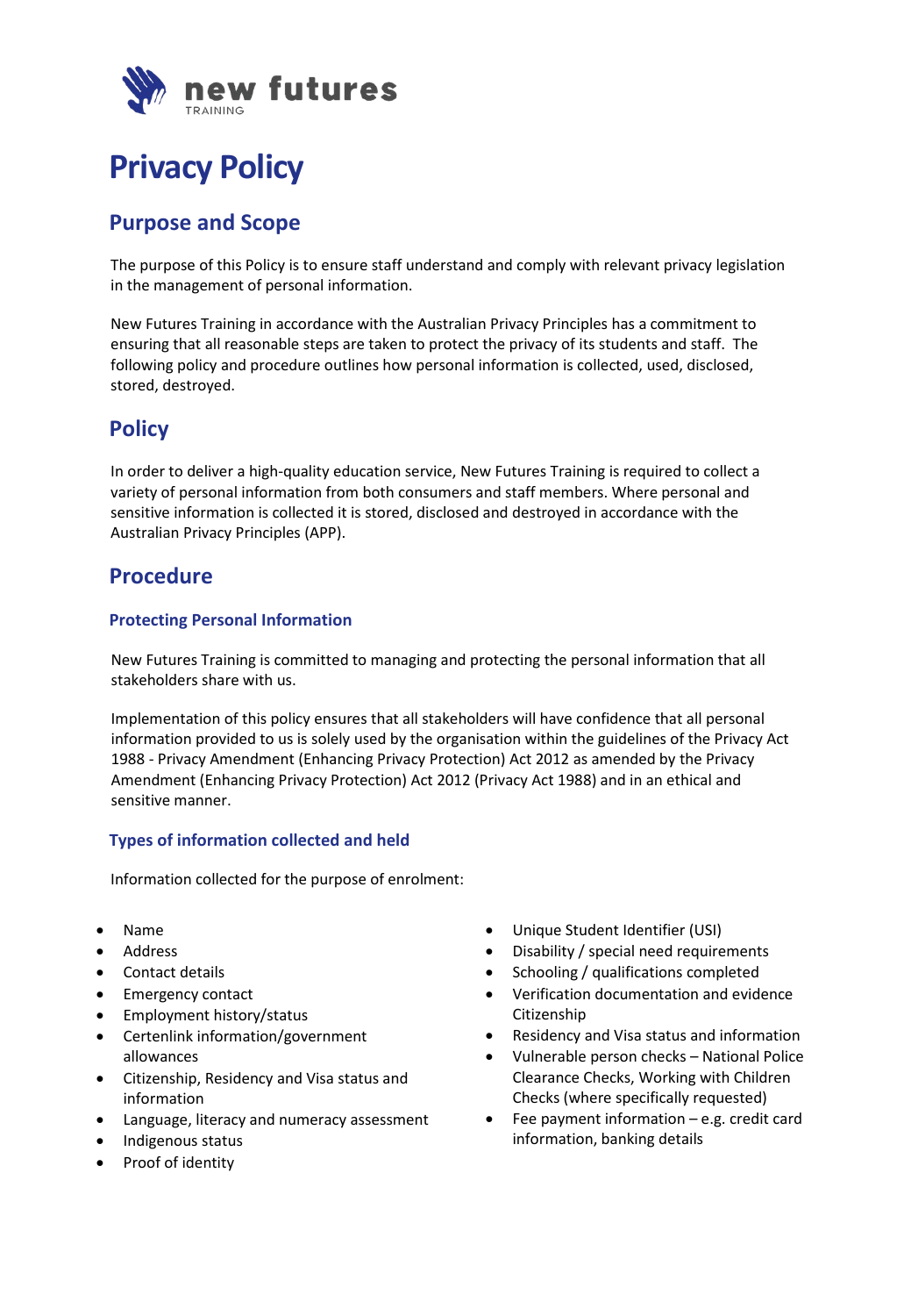new futures
TRAINING

# Privacy Policy

## Purpose and Scope

The purpose of this Policy is to ensure staff understand and comply with relevant privacy legislation in the management of personal information.

New Futures Training in accordance with the Australian Privacy Principles has a commitment to ensuring that all reasonable steps are taken to protect the privacy of its students and staff. The following policy and procedure outlines how personal information is collected, used, disclosed, stored, destroyed.

## Policy

In order to deliver a high-quality education service, New Futures Training is required to collect a variety of personal information from both consumers and staff members. Where personal and sensitive information is collected it is stored, disclosed and destroyed in accordance with the Australian Privacy Principles (APP).

## Procedure

### Protecting Personal Information

New Futures Training is committed to managing and protecting the personal information that all stakeholders share with us.

Implementation of this policy ensures that all stakeholders will have confidence that all personal information provided to us is solely used by the organisation within the guidelines of the Privacy Act 1988 - Privacy Amendment (Enhancing Privacy Protection) Act 2012 as amended by the Privacy Amendment (Enhancing Privacy Protection) Act 2012 (Privacy Act 1988) and in an ethical and sensitive manner.

### Types of information collected and held

Information collected for the purpose of enrolment:

- Name
- Address
- Contact details
- Emergency contact
- Employment history/status
- Centerlink information/government allowances
- Citizenship, Residency and Visa status and information
- Language, literacy and numeracy assessment
- Indigenous status
- Proof of identity
- Unique Student Identifier (USI)
- Disability / special need requirements
- Schooling / qualifications completed
- Verification documentation and evidence Citizenship
- Residency and Visa status and information
- Vulnerable person checks – National Police Clearance Checks, Working with Children Checks (where specifically requested)
- Fee payment information – e.g. credit card information, banking details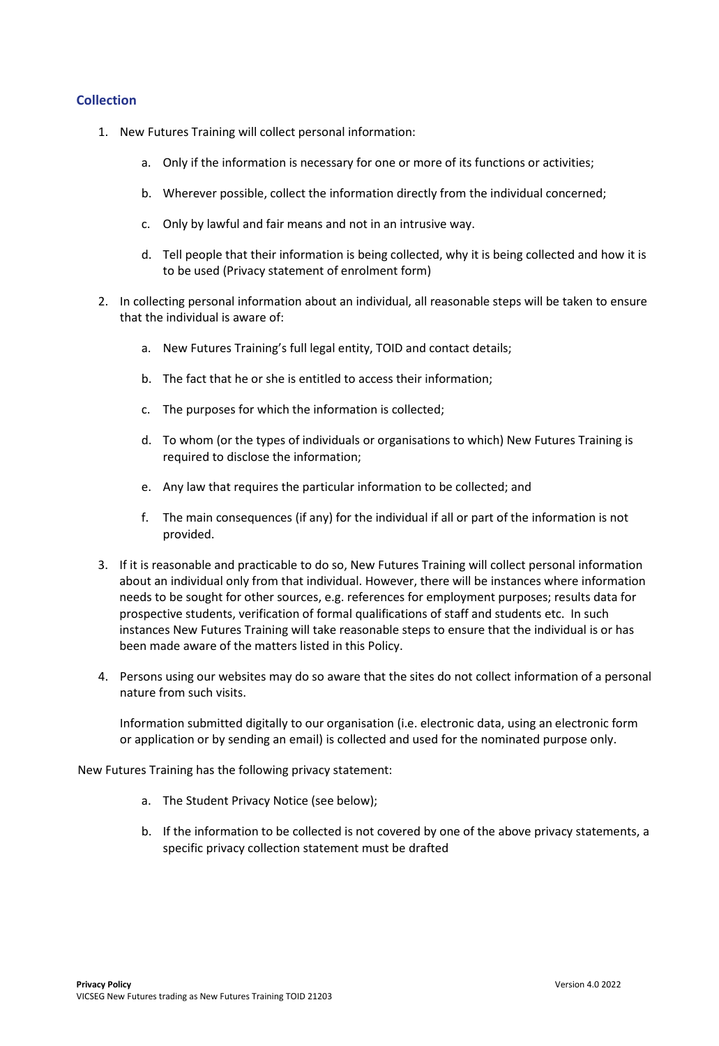## Collection

1. New Futures Training will collect personal information:

    a. Only if the information is necessary for one or more of its functions or activities;

    b. Wherever possible, collect the information directly from the individual concerned;

    c. Only by lawful and fair means and not in an intrusive way.

    d. Tell people that their information is being collected, why it is being collected and how it is to be used (Privacy statement of enrolment form)

2. In collecting personal information about an individual, all reasonable steps will be taken to ensure that the individual is aware of:

    a. New Futures Training's full legal entity, TOID and contact details;

    b. The fact that he or she is entitled to access their information;

    c. The purposes for which the information is collected;

    d. To whom (or the types of individuals or organisations to which) New Futures Training is required to disclose the information;

    e. Any law that requires the particular information to be collected; and

    f. The main consequences (if any) for the individual if all or part of the information is not provided.

3. If it is reasonable and practicable to do so, New Futures Training will collect personal information about an individual only from that individual. However, there will be instances where information needs to be sought for other sources, e.g. references for employment purposes; results data for prospective students, verification of formal qualifications of staff and students etc. In such instances New Futures Training will take reasonable steps to ensure that the individual is or has been made aware of the matters listed in this Policy.

4. Persons using our websites may do so aware that the sites do not collect information of a personal nature from such visits.

    Information submitted digitally to our organisation (i.e. electronic data, using an electronic form or application or by sending an email) is collected and used for the nominated purpose only.

New Futures Training has the following privacy statement:

a. The Student Privacy Notice (see below);

b. If the information to be collected is not covered by one of the above privacy statements, a specific privacy collection statement must be drafted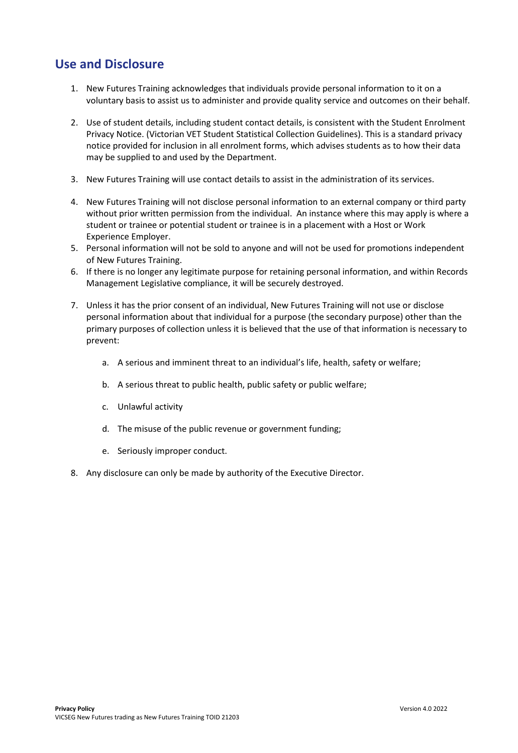## Use and Disclosure

1. New Futures Training acknowledges that individuals provide personal information to it on a voluntary basis to assist us to administer and provide quality service and outcomes on their behalf.

2. Use of student details, including student contact details, is consistent with the Student Enrolment Privacy Notice. (Victorian VET Student Statistical Collection Guidelines). This is a standard privacy notice provided for inclusion in all enrolment forms, which advises students as to how their data may be supplied to and used by the Department.

3. New Futures Training will use contact details to assist in the administration of its services.

4. New Futures Training will not disclose personal information to an external company or third party without prior written permission from the individual. An instance where this may apply is where a student or trainee or potential student or trainee is in a placement with a Host or Work Experience Employer.
5. Personal information will not be sold to anyone and will not be used for promotions independent of New Futures Training.
6. If there is no longer any legitimate purpose for retaining personal information, and within Records Management Legislative compliance, it will be securely destroyed.

7. Unless it has the prior consent of an individual, New Futures Training will not use or disclose personal information about that individual for a purpose (the secondary purpose) other than the primary purposes of collection unless it is believed that the use of that information is necessary to prevent:

    a. A serious and imminent threat to an individual's life, health, safety or welfare;

    b. A serious threat to public health, public safety or public welfare;

    c. Unlawful activity

    d. The misuse of the public revenue or government funding;

    e. Seriously improper conduct.

8. Any disclosure can only be made by authority of the Executive Director.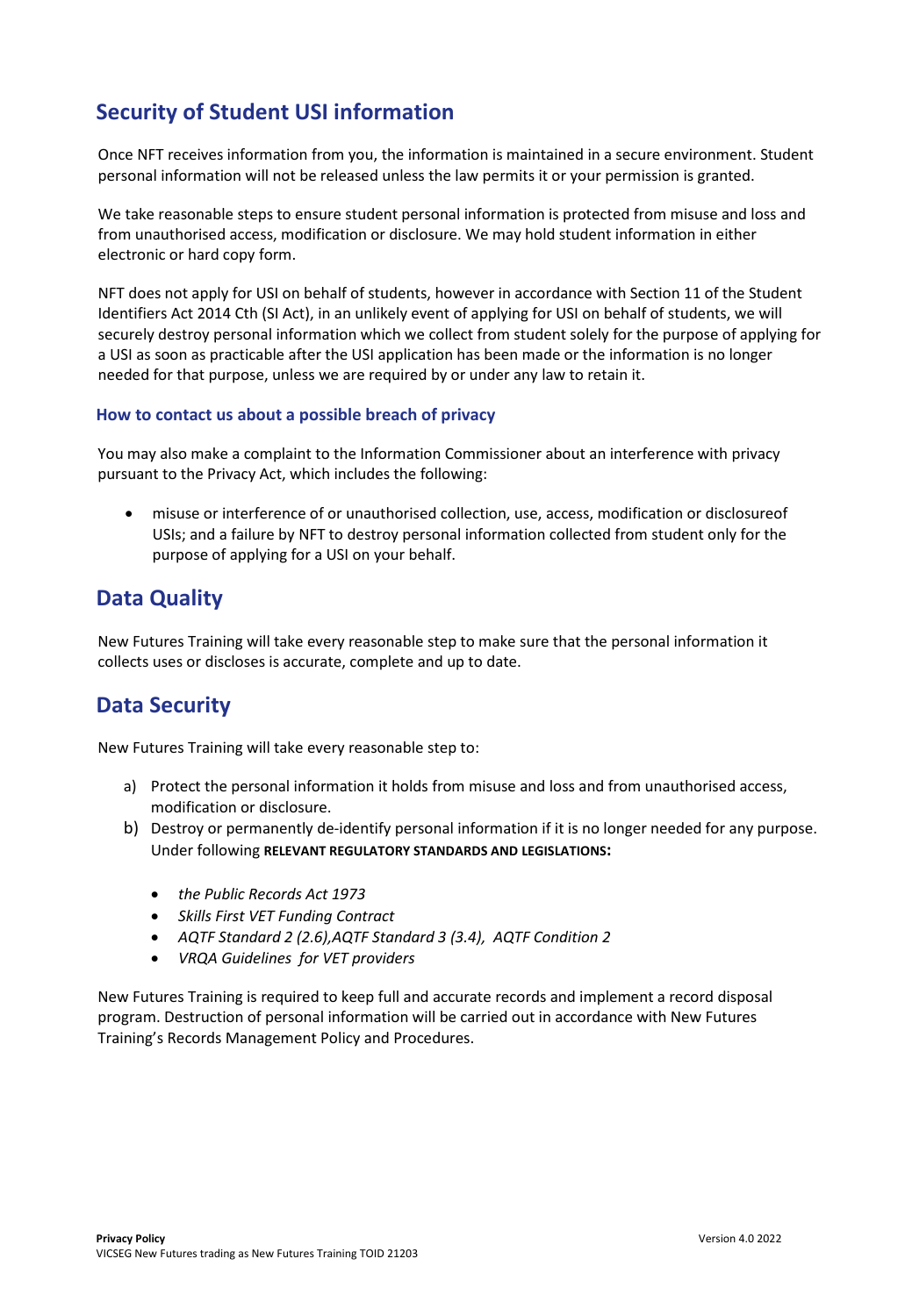## Security of Student USI information

Once NFT receives information from you, the information is maintained in a secure environment. Student personal information will not be released unless the law permits it or your permission is granted.

We take reasonable steps to ensure student personal information is protected from misuse and loss and from unauthorised access, modification or disclosure. We may hold student information in either electronic or hard copy form.

NFT does not apply for USI on behalf of students, however in accordance with Section 11 of the Student Identifiers Act 2014 Cth (SI Act), in an unlikely event of applying for USI on behalf of students, we will securely destroy personal information which we collect from student solely for the purpose of applying for a USI as soon as practicable after the USI application has been made or the information is no longer needed for that purpose, unless we are required by or under any law to retain it.

### How to contact us about a possible breach of privacy

You may also make a complaint to the Information Commissioner about an interference with privacy pursuant to the Privacy Act, which includes the following:

- misuse or interference of or unauthorised collection, use, access, modification or disclosureof USIs; and a failure by NFT to destroy personal information collected from student only for the purpose of applying for a USI on your behalf.

## Data Quality

New Futures Training will take every reasonable step to make sure that the personal information it collects uses or discloses is accurate, complete and up to date.

## Data Security

New Futures Training will take every reasonable step to:

a) Protect the personal information it holds from misuse and loss and from unauthorised access, modification or disclosure.
b) Destroy or permanently de-identify personal information if it is no longer needed for any purpose. Under following **RELEVANT REGULATORY STANDARDS AND LEGISLATIONS:**

- *the Public Records Act 1973*
- *Skills First VET Funding Contract*
- *AQTF Standard 2 (2.6),AQTF Standard 3 (3.4), AQTF Condition 2*
- *VRQA Guidelines for VET providers*

New Futures Training is required to keep full and accurate records and implement a record disposal program. Destruction of personal information will be carried out in accordance with New Futures Training's Records Management Policy and Procedures.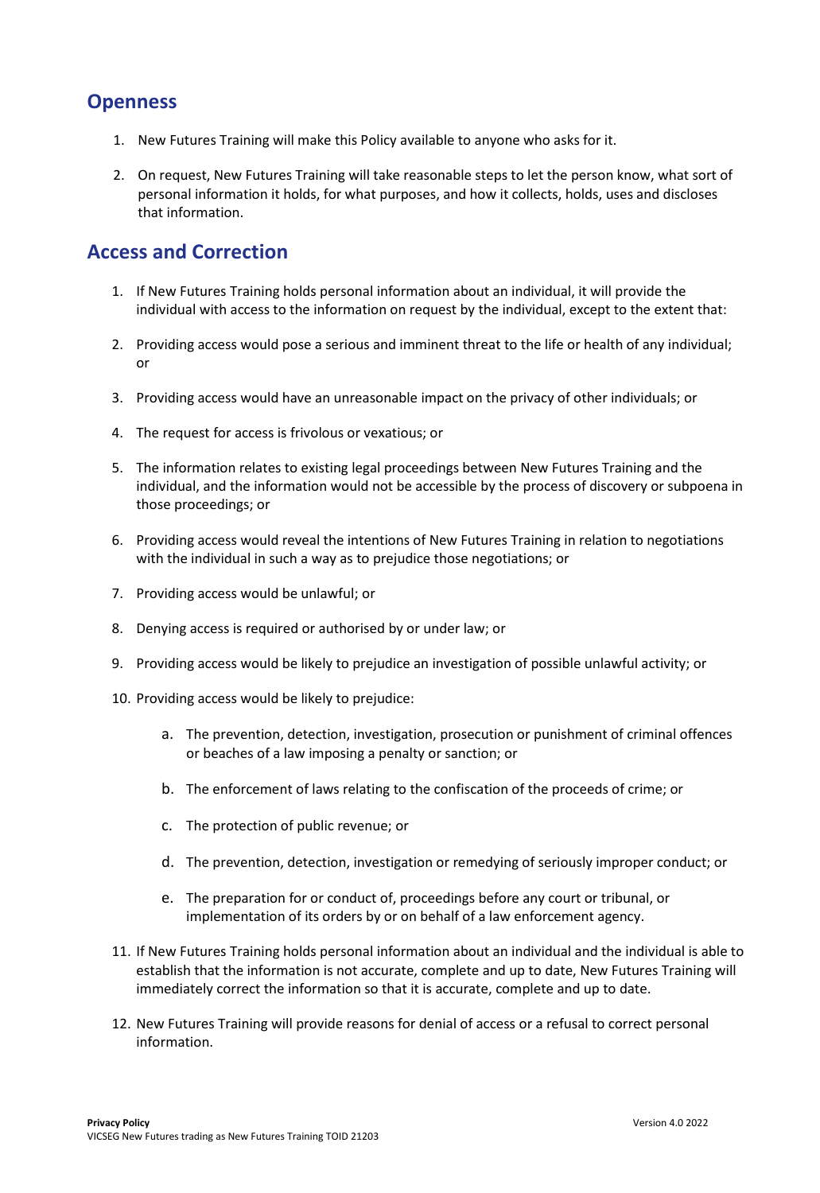## Openness

1. New Futures Training will make this Policy available to anyone who asks for it.

2. On request, New Futures Training will take reasonable steps to let the person know, what sort of personal information it holds, for what purposes, and how it collects, holds, uses and discloses that information.

## Access and Correction

1. If New Futures Training holds personal information about an individual, it will provide the individual with access to the information on request by the individual, except to the extent that:

2. Providing access would pose a serious and imminent threat to the life or health of any individual; or

3. Providing access would have an unreasonable impact on the privacy of other individuals; or

4. The request for access is frivolous or vexatious; or

5. The information relates to existing legal proceedings between New Futures Training and the individual, and the information would not be accessible by the process of discovery or subpoena in those proceedings; or

6. Providing access would reveal the intentions of New Futures Training in relation to negotiations with the individual in such a way as to prejudice those negotiations; or

7. Providing access would be unlawful; or

8. Denying access is required or authorised by or under law; or

9. Providing access would be likely to prejudice an investigation of possible unlawful activity; or

10. Providing access would be likely to prejudice:

    a. The prevention, detection, investigation, prosecution or punishment of criminal offences or beaches of a law imposing a penalty or sanction; or

    b. The enforcement of laws relating to the confiscation of the proceeds of crime; or

    c. The protection of public revenue; or

    d. The prevention, detection, investigation or remedying of seriously improper conduct; or

    e. The preparation for or conduct of, proceedings before any court or tribunal, or implementation of its orders by or on behalf of a law enforcement agency.

11. If New Futures Training holds personal information about an individual and the individual is able to establish that the information is not accurate, complete and up to date, New Futures Training will immediately correct the information so that it is accurate, complete and up to date.

12. New Futures Training will provide reasons for denial of access or a refusal to correct personal information.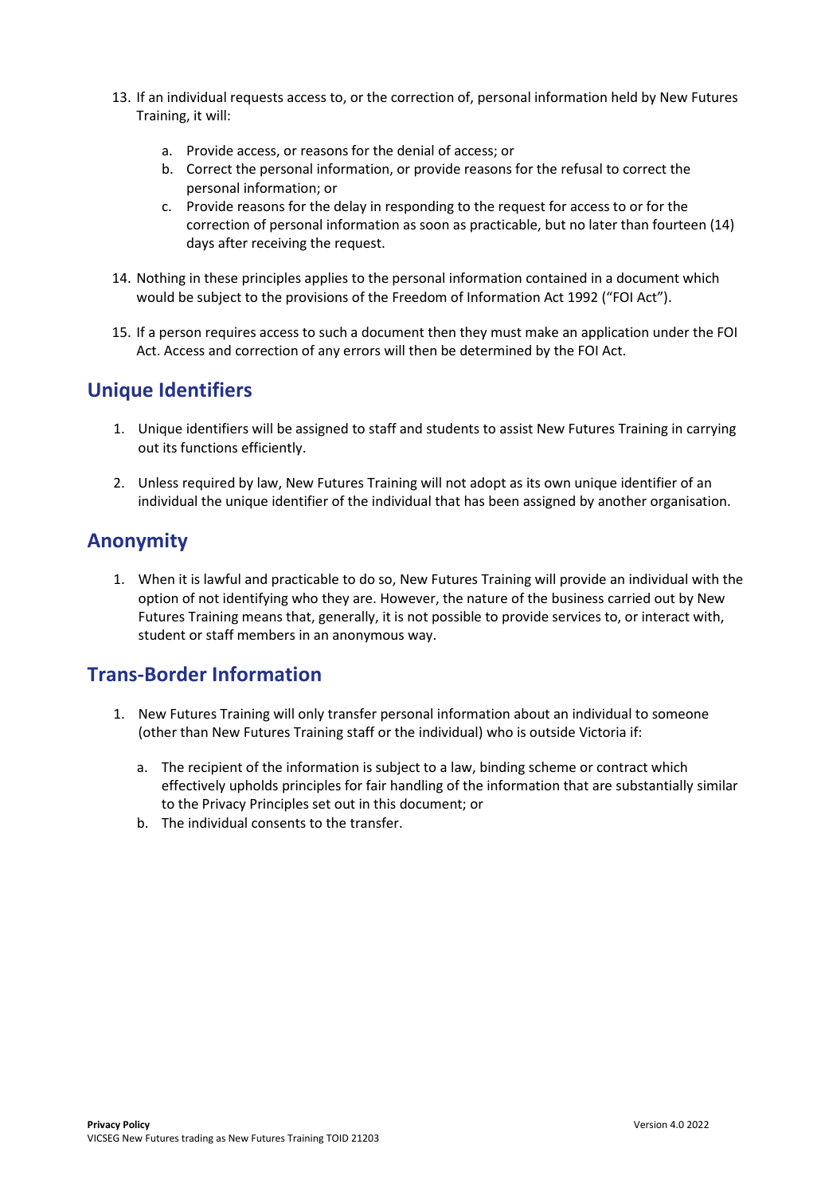13. If an individual requests access to, or the correction of, personal information held by New Futures Training, it will:

    a. Provide access, or reasons for the denial of access; or
    b. Correct the personal information, or provide reasons for the refusal to correct the personal information; or
    c. Provide reasons for the delay in responding to the request for access to or for the correction of personal information as soon as practicable, but no later than fourteen (14) days after receiving the request.

14. Nothing in these principles applies to the personal information contained in a document which would be subject to the provisions of the Freedom of Information Act 1992 ("FOI Act").

15. If a person requires access to such a document then they must make an application under the FOI Act. Access and correction of any errors will then be determined by the FOI Act.

## Unique Identifiers

1. Unique identifiers will be assigned to staff and students to assist New Futures Training in carrying out its functions efficiently.

2. Unless required by law, New Futures Training will not adopt as its own unique identifier of an individual the unique identifier of the individual that has been assigned by another organisation.

## Anonymity

1. When it is lawful and practicable to do so, New Futures Training will provide an individual with the option of not identifying who they are. However, the nature of the business carried out by New Futures Training means that, generally, it is not possible to provide services to, or interact with, student or staff members in an anonymous way.

## Trans-Border Information

1. New Futures Training will only transfer personal information about an individual to someone (other than New Futures Training staff or the individual) who is outside Victoria if:

    a. The recipient of the information is subject to a law, binding scheme or contract which effectively upholds principles for fair handling of the information that are substantially similar to the Privacy Principles set out in this document; or
    b. The individual consents to the transfer.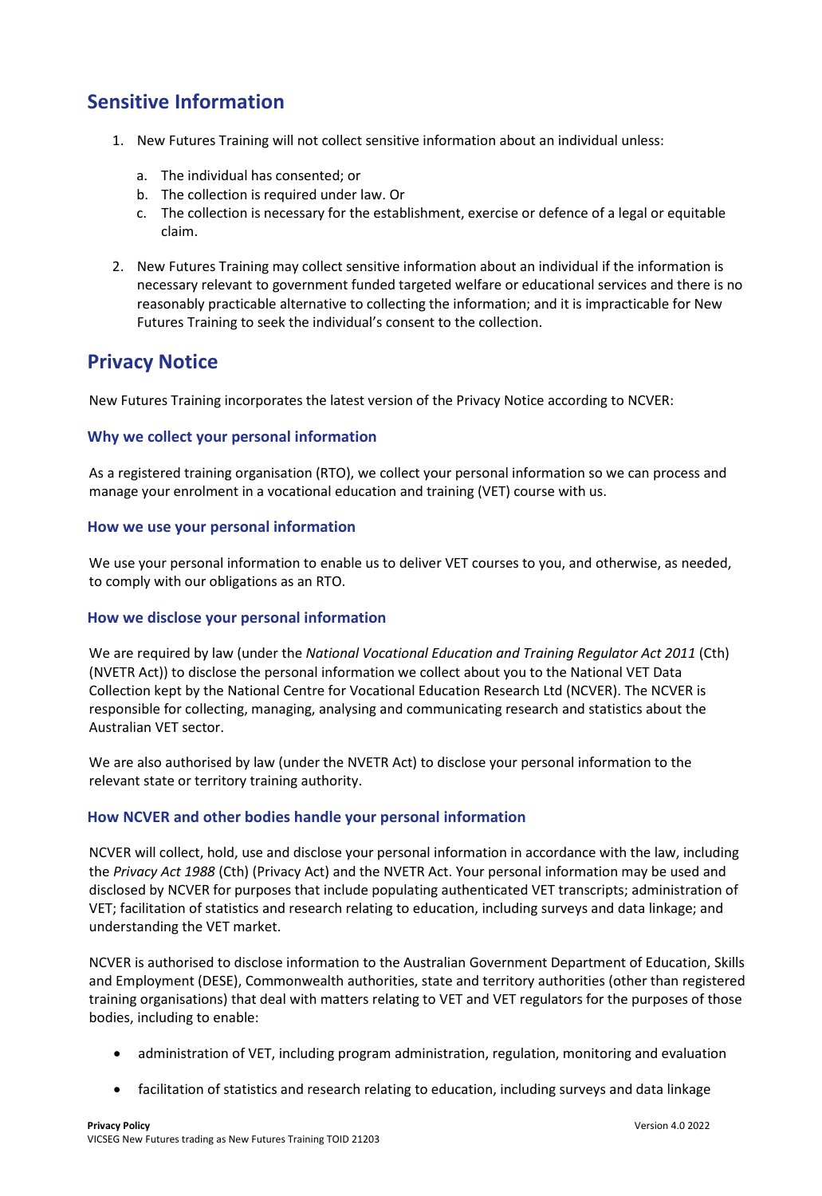## Sensitive Information

1. New Futures Training will not collect sensitive information about an individual unless:

   a. The individual has consented; or
   b. The collection is required under law. Or
   c. The collection is necessary for the establishment, exercise or defence of a legal or equitable claim.

2. New Futures Training may collect sensitive information about an individual if the information is necessary relevant to government funded targeted welfare or educational services and there is no reasonably practicable alternative to collecting the information; and it is impracticable for New Futures Training to seek the individual's consent to the collection.

## Privacy Notice

New Futures Training incorporates the latest version of the Privacy Notice according to NCVER:

### Why we collect your personal information

As a registered training organisation (RTO), we collect your personal information so we can process and manage your enrolment in a vocational education and training (VET) course with us.

### How we use your personal information

We use your personal information to enable us to deliver VET courses to you, and otherwise, as needed, to comply with our obligations as an RTO.

### How we disclose your personal information

We are required by law (under the *National Vocational Education and Training Regulator Act 2011* (Cth) (NVETR Act)) to disclose the personal information we collect about you to the National VET Data Collection kept by the National Centre for Vocational Education Research Ltd (NCVER). The NCVER is responsible for collecting, managing, analysing and communicating research and statistics about the Australian VET sector.

We are also authorised by law (under the NVETR Act) to disclose your personal information to the relevant state or territory training authority.

### How NCVER and other bodies handle your personal information

NCVER will collect, hold, use and disclose your personal information in accordance with the law, including the *Privacy Act 1988* (Cth) (Privacy Act) and the NVETR Act. Your personal information may be used and disclosed by NCVER for purposes that include populating authenticated VET transcripts; administration of VET; facilitation of statistics and research relating to education, including surveys and data linkage; and understanding the VET market.

NCVER is authorised to disclose information to the Australian Government Department of Education, Skills and Employment (DESE), Commonwealth authorities, state and territory authorities (other than registered training organisations) that deal with matters relating to VET and VET regulators for the purposes of those bodies, including to enable:

- administration of VET, including program administration, regulation, monitoring and evaluation
- facilitation of statistics and research relating to education, including surveys and data linkage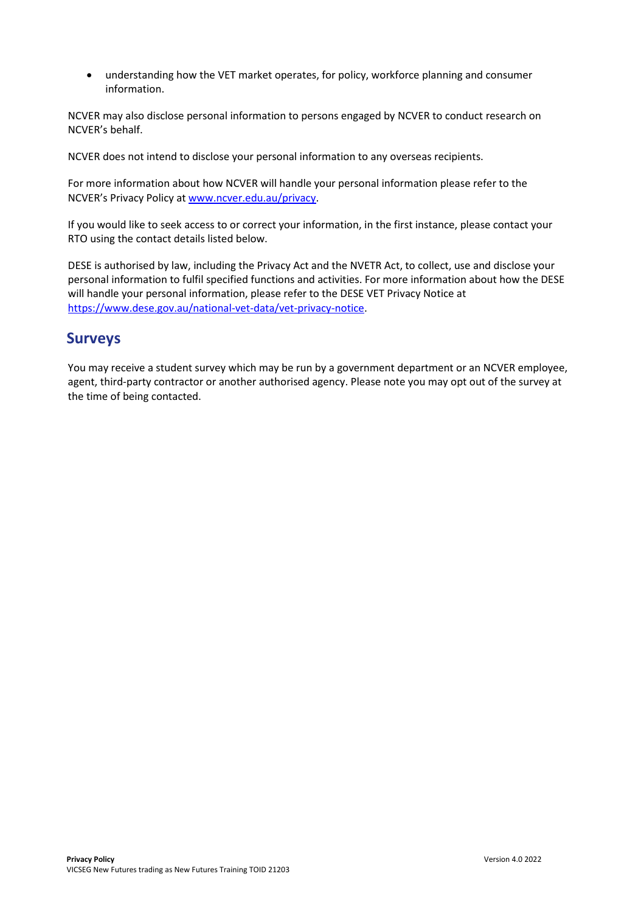- understanding how the VET market operates, for policy, workforce planning and consumer information.

NCVER may also disclose personal information to persons engaged by NCVER to conduct research on NCVER's behalf.

NCVER does not intend to disclose your personal information to any overseas recipients.

For more information about how NCVER will handle your personal information please refer to the NCVER's Privacy Policy at [www.ncver.edu.au/privacy](www.ncver.edu.au/privacy).

If you would like to seek access to or correct your information, in the first instance, please contact your RTO using the contact details listed below.

DESE is authorised by law, including the Privacy Act and the NVETR Act, to collect, use and disclose your personal information to fulfil specified functions and activities. For more information about how the DESE will handle your personal information, please refer to the DESE VET Privacy Notice at [https://www.dese.gov.au/national-vet-data/vet-privacy-notice](https://www.dese.gov.au/national-vet-data/vet-privacy-notice).

## Surveys

You may receive a student survey which may be run by a government department or an NCVER employee, agent, third-party contractor or another authorised agency. Please note you may opt out of the survey at the time of being contacted.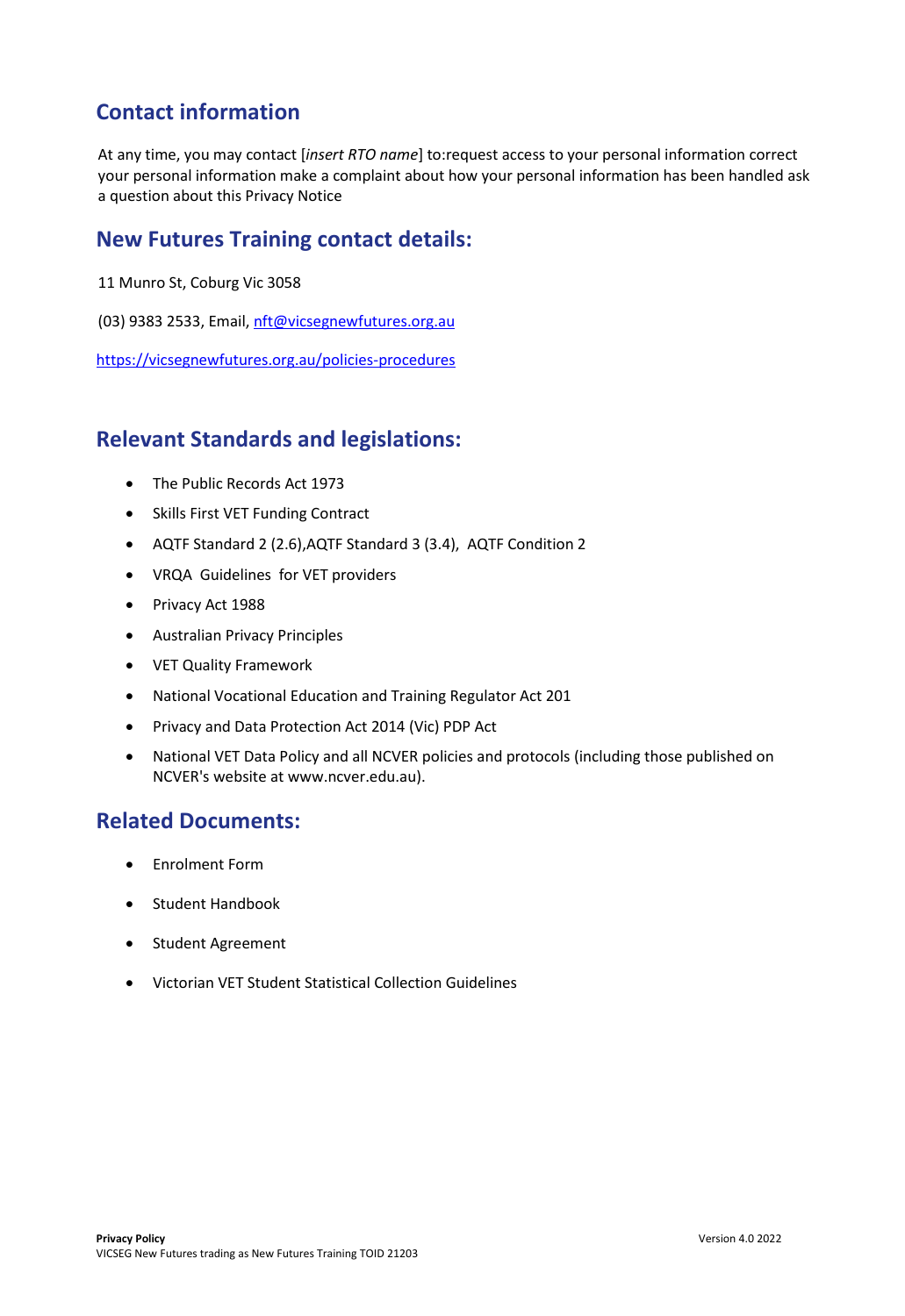## Contact information

At any time, you may contact [*insert RTO name*] to:request access to your personal information correct your personal information make a complaint about how your personal information has been handled ask a question about this Privacy Notice

## New Futures Training contact details:

11 Munro St, Coburg Vic 3058

(03) 9383 2533, Email, nft@vicsegnewfutures.org.au

https://vicsegnewfutures.org.au/policies-procedures

## Relevant Standards and legislations:

- The Public Records Act 1973
- Skills First VET Funding Contract
- AQTF Standard 2 (2.6),AQTF Standard 3 (3.4), AQTF Condition 2
- VRQA Guidelines for VET providers
- Privacy Act 1988
- Australian Privacy Principles
- VET Quality Framework
- National Vocational Education and Training Regulator Act 201
- Privacy and Data Protection Act 2014 (Vic) PDP Act
- National VET Data Policy and all NCVER policies and protocols (including those published on NCVER's website at www.ncver.edu.au).

## Related Documents:

- Enrolment Form
- Student Handbook
- Student Agreement
- Victorian VET Student Statistical Collection Guidelines